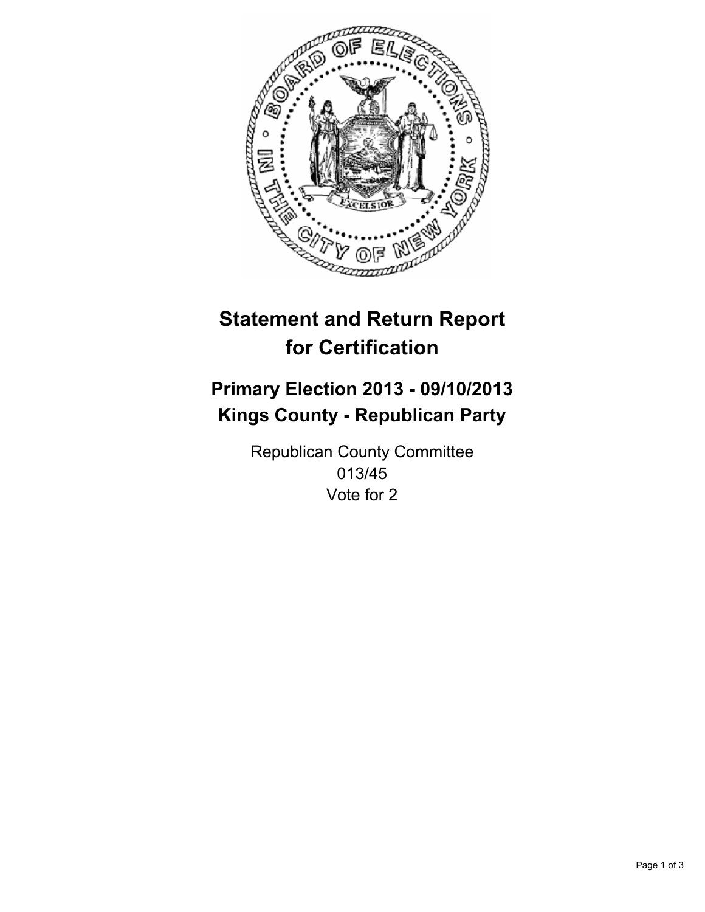# Statement and Return Report for Certification

## Primary Election 2013 - 09/10/2013
## Kings County - Republican Party

Republican County Committee
013/45
Vote for 2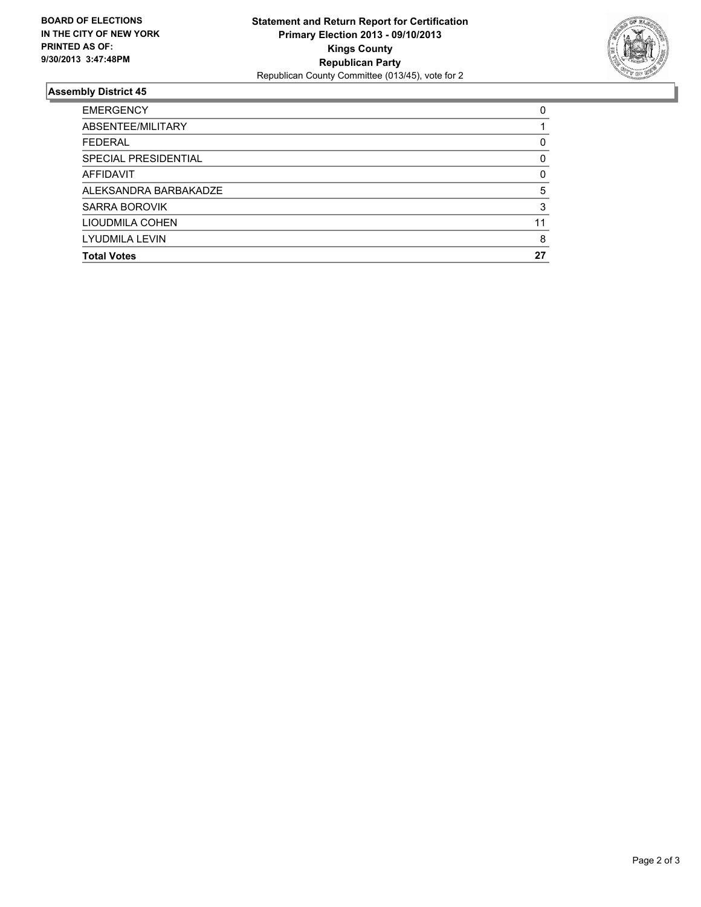**BOARD OF ELECTIONS IN THE CITY OF NEW YORK PRINTED AS OF: 9/30/2013 3:47:48PM**

**Statement and Return Report for Certification**
**Primary Election 2013 - 09/10/2013**
**Kings County**
**Republican Party**
Republican County Committee (013/45), vote for 2

## Assembly District 45

| | |
|---|---|
| EMERGENCY | 0 |
| ABSENTEE/MILITARY | 1 |
| FEDERAL | 0 |
| SPECIAL PRESIDENTIAL | 0 |
| AFFIDAVIT | 0 |
| ALEKSANDRA BARBAKADZE | 5 |
| SARRA BOROVIK | 3 |
| LIOUDMILA COHEN | 11 |
| LYUDMILA LEVIN | 8 |
| **Total Votes** | **27** |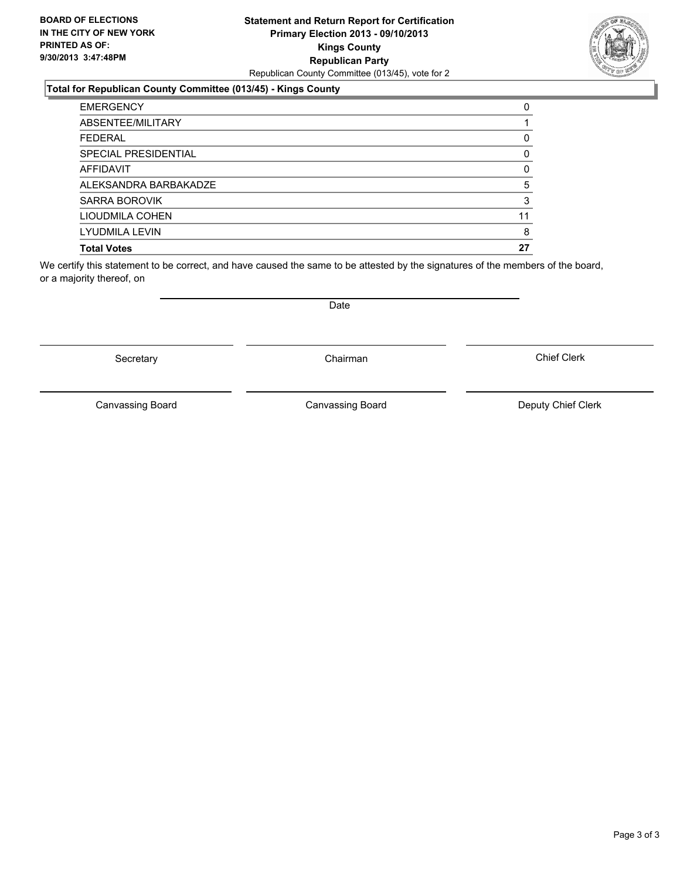**BOARD OF ELECTIONS IN THE CITY OF NEW YORK PRINTED AS OF: 9/30/2013 3:47:48PM**

**Statement and Return Report for Certification**
**Primary Election 2013 - 09/10/2013**
**Kings County**
**Republican Party**
Republican County Committee (013/45), vote for 2

### Total for Republican County Committee (013/45) - Kings County

| | |
|---|---|
| EMERGENCY | 0 |
| ABSENTEE/MILITARY | 1 |
| FEDERAL | 0 |
| SPECIAL PRESIDENTIAL | 0 |
| AFFIDAVIT | 0 |
| ALEKSANDRA BARBAKADZE | 5 |
| SARRA BOROVIK | 3 |
| LIOUDMILA COHEN | 11 |
| LYUDMILA LEVIN | 8 |
| **Total Votes** | **27** |

We certify this statement to be correct, and have caused the same to be attested by the signatures of the members of the board, or a majority thereof, on

Date

Secretary          Chairman          Chief Clerk

Canvassing Board          Canvassing Board          Deputy Chief Clerk